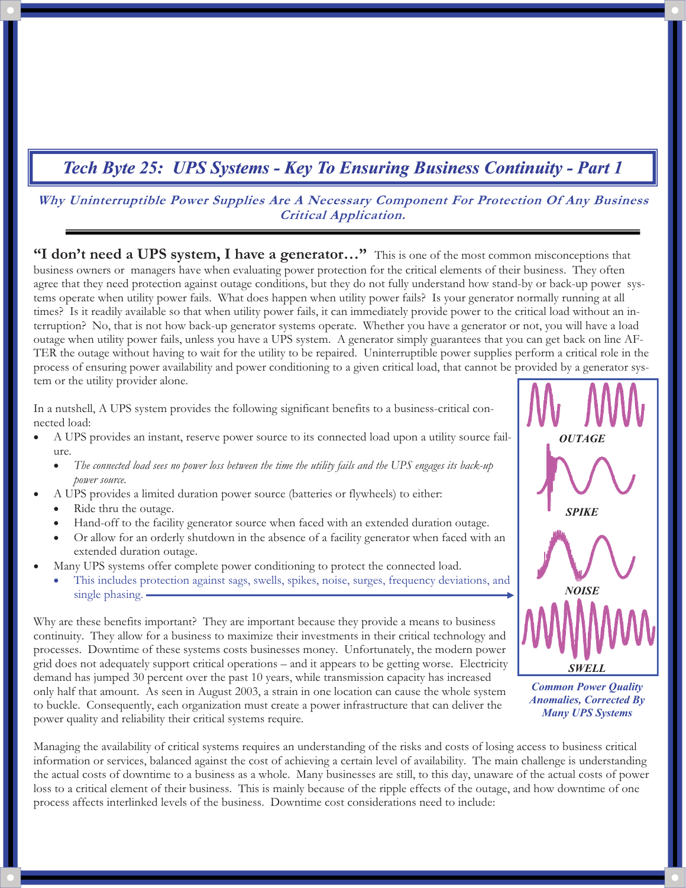# Tech Byte 25: UPS Systems - Key To Ensuring Business Continuity - Part 1

***Why Uninterruptible Power Supplies Are A Necessary Component For Protection Of Any Business Critical Application.***

**"I don't need a UPS system, I have a generator…"** This is one of the most common misconceptions that business owners or managers have when evaluating power protection for the critical elements of their business. They often agree that they need protection against outage conditions, but they do not fully understand how stand-by or back-up power systems operate when utility power fails. What does happen when utility power fails? Is your generator normally running at all times? Is it readily available so that when utility power fails, it can immediately provide power to the critical load without an interruption? No, that is not how back-up generator systems operate. Whether you have a generator or not, you will have a load outage when utility power fails, unless you have a UPS system. A generator simply guarantees that you can get back on line AFTER the outage without having to wait for the utility to be repaired. Uninterruptible power supplies perform a critical role in the process of ensuring power availability and power conditioning to a given critical load, that cannot be provided by a generator system or the utility provider alone.

In a nutshell, A UPS system provides the following significant benefits to a business-critical connected load:

- A UPS provides an instant, reserve power source to its connected load upon a utility source failure.
  - *The connected load sees no power loss between the time the utility fails and the UPS engages its back-up power source.*
- A UPS provides a limited duration power source (batteries or flywheels) to either:
  - Ride thru the outage.
  - Hand-off to the facility generator source when faced with an extended duration outage.
  - Or allow for an orderly shutdown in the absence of a facility generator when faced with an extended duration outage.
- Many UPS systems offer complete power conditioning to protect the connected load.
  - This includes protection against sags, swells, spikes, noise, surges, frequency deviations, and single phasing.

OUTAGE

SPIKE

NOISE

SWELL

***Common Power Quality Anomalies, Corrected By Many UPS Systems***

Why are these benefits important? They are important because they provide a means to business continuity. They allow for a business to maximize their investments in their critical technology and processes. Downtime of these systems costs businesses money. Unfortunately, the modern power grid does not adequately support critical operations – and it appears to be getting worse. Electricity demand has jumped 30 percent over the past 10 years, while transmission capacity has increased only half that amount. As seen in August 2003, a strain in one location can cause the whole system to buckle. Consequently, each organization must create a power infrastructure that can deliver the power quality and reliability their critical systems require.

Managing the availability of critical systems requires an understanding of the risks and costs of losing access to business critical information or services, balanced against the cost of achieving a certain level of availability. The main challenge is understanding the actual costs of downtime to a business as a whole. Many businesses are still, to this day, unaware of the actual costs of power loss to a critical element of their business. This is mainly because of the ripple effects of the outage, and how downtime of one process affects interlinked levels of the business. Downtime cost considerations need to include: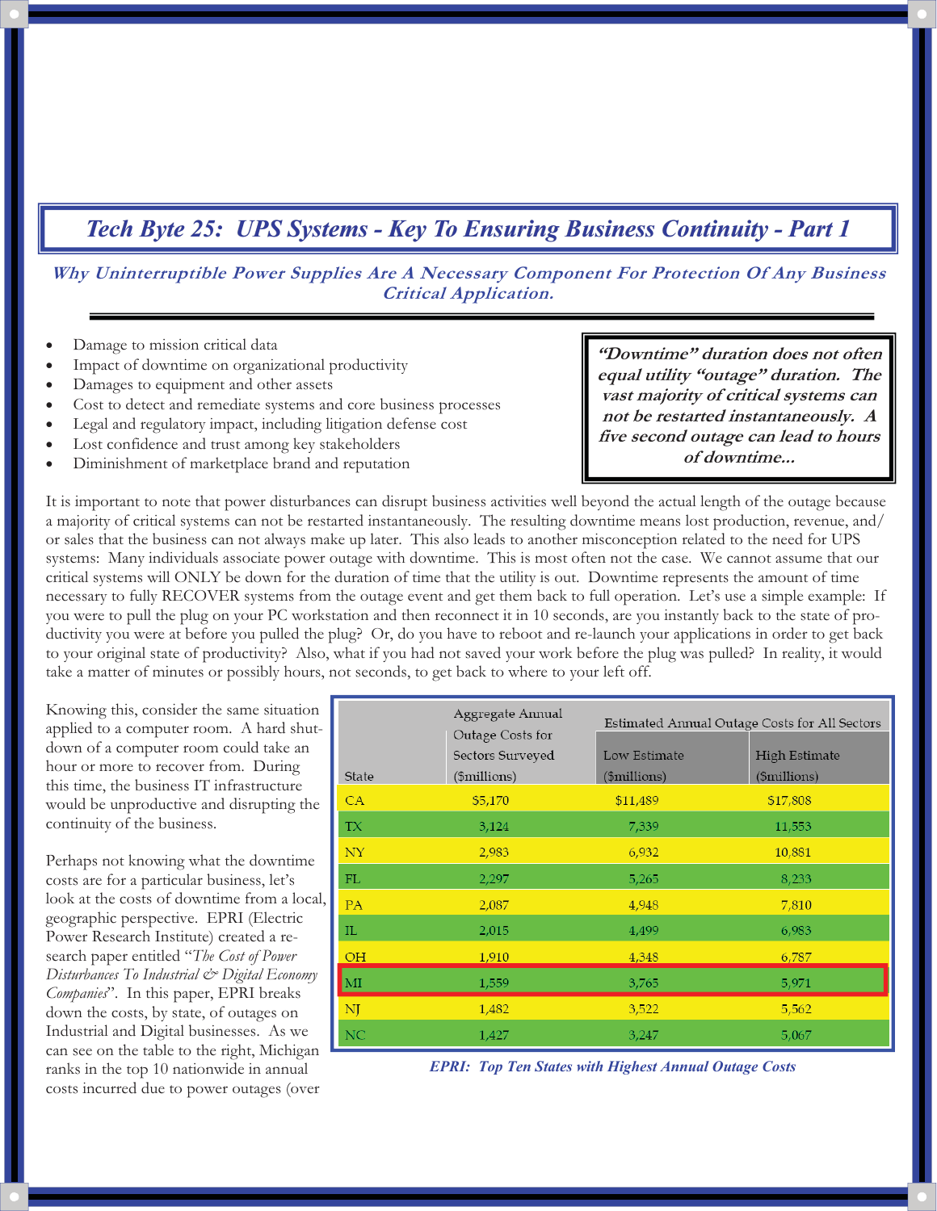# Tech Byte 25: UPS Systems - Key To Ensuring Business Continuity - Part 1

***Why Uninterruptible Power Supplies Are A Necessary Component For Protection Of Any Business Critical Application.***

- Damage to mission critical data
- Impact of downtime on organizational productivity
- Damages to equipment and other assets
- Cost to detect and remediate systems and core business processes
- Legal and regulatory impact, including litigation defense cost
- Lost confidence and trust among key stakeholders
- Diminishment of marketplace brand and reputation

> ***"Downtime" duration does not often equal utility "outage" duration. The vast majority of critical systems can not be restarted instantaneously. A five second outage can lead to hours of downtime...***

It is important to note that power disturbances can disrupt business activities well beyond the actual length of the outage because a majority of critical systems can not be restarted instantaneously. The resulting downtime means lost production, revenue, and/or sales that the business can not always make up later. This also leads to another misconception related to the need for UPS systems: Many individuals associate power outage with downtime. This is most often not the case. We cannot assume that our critical systems will ONLY be down for the duration of time that the utility is out. Downtime represents the amount of time necessary to fully RECOVER systems from the outage event and get them back to full operation. Let's use a simple example: If you were to pull the plug on your PC workstation and then reconnect it in 10 seconds, are you instantly back to the state of productivity you were at before you pulled the plug? Or, do you have to reboot and re-launch your applications in order to get back to your original state of productivity? Also, what if you had not saved your work before the plug was pulled? In reality, it would take a matter of minutes or possibly hours, not seconds, to get back to where to your left off.

Knowing this, consider the same situation applied to a computer room. A hard shut-down of a computer room could take an hour or more to recover from. During this time, the business IT infrastructure would be unproductive and disrupting the continuity of the business.

Perhaps not knowing what the downtime costs are for a particular business, let's look at the costs of downtime from a local, geographic perspective. EPRI (Electric Power Research Institute) created a research paper entitled "*The Cost of Power Disturbances To Industrial & Digital Economy Companies*". In this paper, EPRI breaks down the costs, by state, of outages on Industrial and Digital businesses. As we can see on the table to the right, Michigan ranks in the top 10 nationwide in annual costs incurred due to power outages (over

| State | Aggregate Annual Outage Costs for Sectors Surveyed ($millions) | Estimated Annual Outage Costs for All Sectors | |
|---|---|---|---|
| | | Low Estimate ($millions) | High Estimate ($millions) |
| CA | $5,170 | $11,489 | $17,808 |
| TX | 3,124 | 7,339 | 11,553 |
| NY | 2,983 | 6,932 | 10,881 |
| FL | 2,297 | 5,265 | 8,233 |
| PA | 2,087 | 4,948 | 7,810 |
| IL | 2,015 | 4,499 | 6,983 |
| OH | 1,910 | 4,348 | 6,787 |
| MI | 1,559 | 3,765 | 5,971 |
| NJ | 1,482 | 3,522 | 5,562 |
| NC | 1,427 | 3,247 | 5,067 |

*EPRI: Top Ten States with Highest Annual Outage Costs*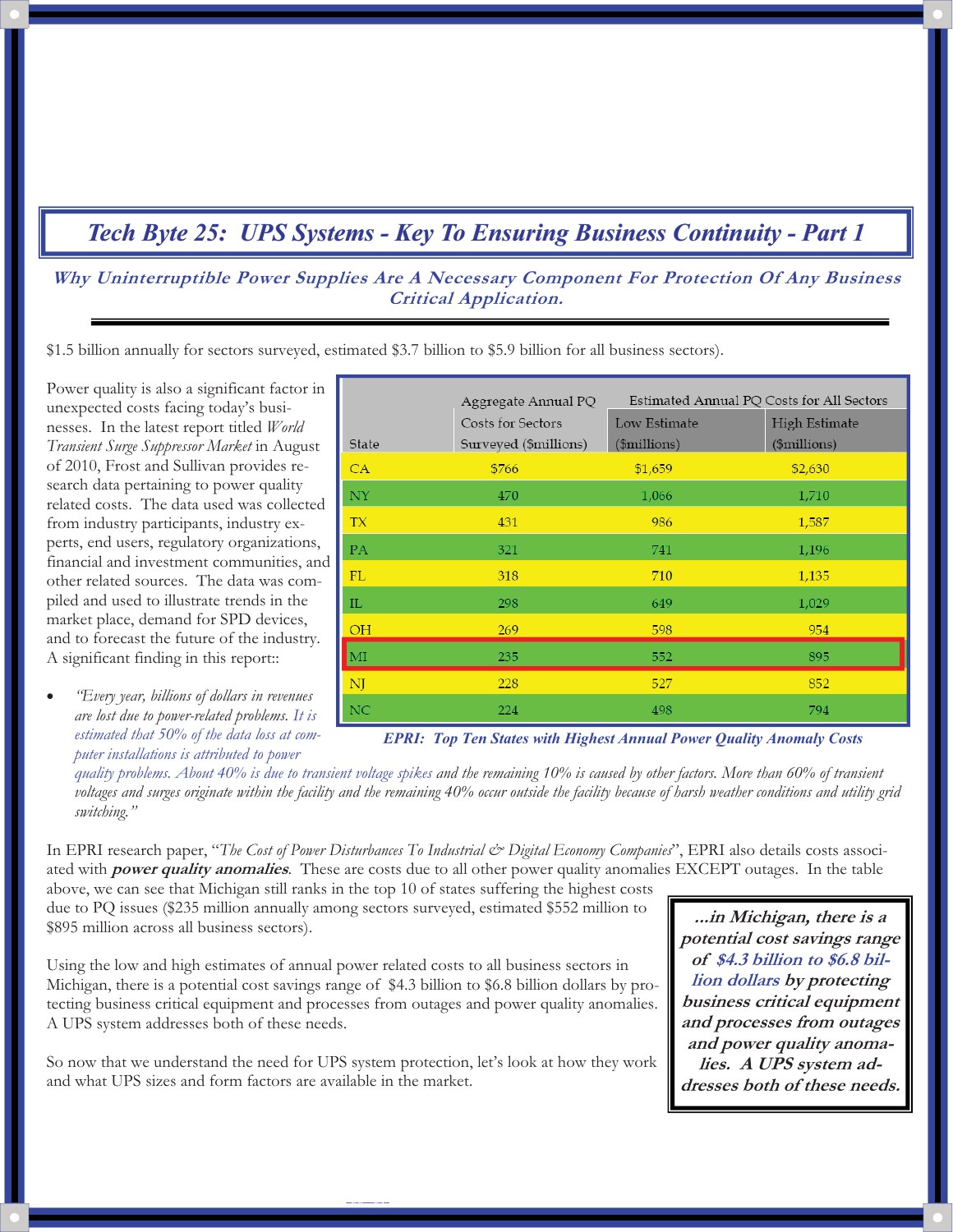## *Tech Byte 25: UPS Systems - Key To Ensuring Business Continuity - Part 1*

***Why Uninterruptible Power Supplies Are A Necessary Component For Protection Of Any Business Critical Application.***

$1.5 billion annually for sectors surveyed, estimated $3.7 billion to $5.9 billion for all business sectors).

Power quality is also a significant factor in unexpected costs facing today's businesses. In the latest report titled *World Transient Surge Suppressor Market* in August of 2010, Frost and Sullivan provides research data pertaining to power quality related costs. The data used was collected from industry participants, industry experts, end users, regulatory organizations, financial and investment communities, and other related sources. The data was compiled and used to illustrate trends in the market place, demand for SPD devices, and to forecast the future of the industry. A significant finding in this report::

| State | Aggregate Annual PQ Costs for Sectors Surveyed ($millions) | Estimated Annual PQ Costs for All Sectors | |
|---|---|---|---|
| | | Low Estimate ($millions) | High Estimate ($millions) |
| CA | $766 | $1,659 | $2,630 |
| NY | 470 | 1,066 | 1,710 |
| TX | 431 | 986 | 1,587 |
| PA | 321 | 741 | 1,196 |
| FL | 318 | 710 | 1,135 |
| IL | 298 | 649 | 1,029 |
| OH | 269 | 598 | 954 |
| MI | 235 | 552 | 895 |
| NJ | 228 | 527 | 852 |
| NC | 224 | 498 | 794 |

***EPRI: Top Ten States with Highest Annual Power Quality Anomaly Costs***

- *"Every year, billions of dollars in revenues are lost due to power-related problems. It is estimated that 50% of the data loss at computer installations is attributed to power quality problems. About 40% is due to transient voltage spikes and the remaining 10% is caused by other factors. More than 60% of transient voltages and surges originate within the facility and the remaining 40% occur outside the facility because of harsh weather conditions and utility grid switching."*

In EPRI research paper, "*The Cost of Power Disturbances To Industrial & Digital Economy Companies*", EPRI also details costs associated with ***power quality anomalies***. These are costs due to all other power quality anomalies EXCEPT outages. In the table above, we can see that Michigan still ranks in the top 10 of states suffering the highest costs due to PQ issues ($235 million annually among sectors surveyed, estimated $552 million to $895 million across all business sectors).

Using the low and high estimates of annual power related costs to all business sectors in Michigan, there is a potential cost savings range of $4.3 billion to $6.8 billion dollars by protecting business critical equipment and processes from outages and power quality anomalies. A UPS system addresses both of these needs.

> ***...in Michigan, there is a potential cost savings range of $4.3 billion to $6.8 billion dollars by protecting business critical equipment and processes from outages and power quality anomalies. A UPS system addresses both of these needs.***

So now that we understand the need for UPS system protection, let's look at how they work and what UPS sizes and form factors are available in the market.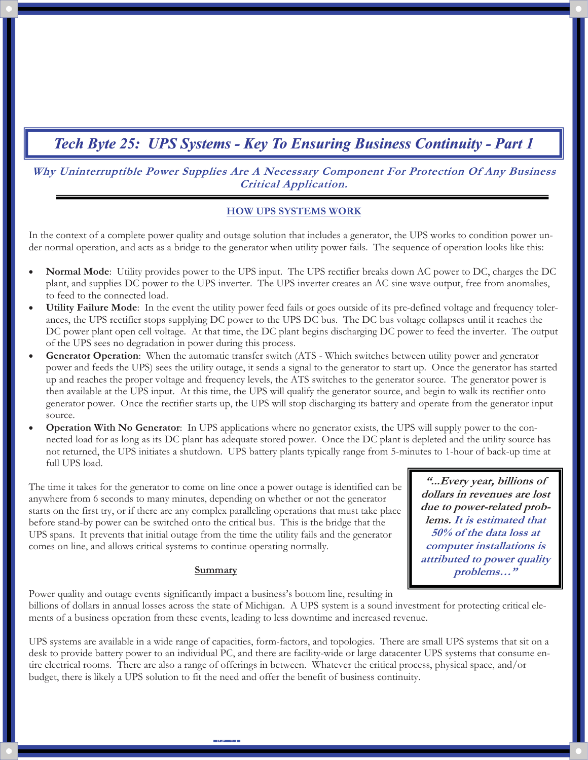# *Tech Byte 25: UPS Systems - Key To Ensuring Business Continuity - Part 1*

***Why Uninterruptible Power Supplies Are A Necessary Component For Protection Of Any Business Critical Application.***

## HOW UPS SYSTEMS WORK

In the context of a complete power quality and outage solution that includes a generator, the UPS works to condition power under normal operation, and acts as a bridge to the generator when utility power fails. The sequence of operation looks like this:

- **Normal Mode**: Utility provides power to the UPS input. The UPS rectifier breaks down AC power to DC, charges the DC plant, and supplies DC power to the UPS inverter. The UPS inverter creates an AC sine wave output, free from anomalies, to feed to the connected load.
- **Utility Failure Mode**: In the event the utility power feed fails or goes outside of its pre-defined voltage and frequency tolerances, the UPS rectifier stops supplying DC power to the UPS DC bus. The DC bus voltage collapses until it reaches the DC power plant open cell voltage. At that time, the DC plant begins discharging DC power to feed the inverter. The output of the UPS sees no degradation in power during this process.
- **Generator Operation**: When the automatic transfer switch (ATS - Which switches between utility power and generator power and feeds the UPS) sees the utility outage, it sends a signal to the generator to start up. Once the generator has started up and reaches the proper voltage and frequency levels, the ATS switches to the generator source. The generator power is then available at the UPS input. At this time, the UPS will qualify the generator source, and begin to walk its rectifier onto generator power. Once the rectifier starts up, the UPS will stop discharging its battery and operate from the generator input source.
- **Operation With No Generator**: In UPS applications where no generator exists, the UPS will supply power to the connected load for as long as its DC plant has adequate stored power. Once the DC plant is depleted and the utility source has not returned, the UPS initiates a shutdown. UPS battery plants typically range from 5-minutes to 1-hour of back-up time at full UPS load.

The time it takes for the generator to come on line once a power outage is identified can be anywhere from 6 seconds to many minutes, depending on whether or not the generator starts on the first try, or if there are any complex paralleling operations that must take place before stand-by power can be switched onto the critical bus. This is the bridge that the UPS spans. It prevents that initial outage from the time the utility fails and the generator comes on line, and allows critical systems to continue operating normally.

> ***"...Every year, billions of dollars in revenues are lost due to power-related problems.** It is estimated that 50% of the data loss at computer installations is attributed to power quality problems…"*

## Summary

Power quality and outage events significantly impact a business's bottom line, resulting in billions of dollars in annual losses across the state of Michigan. A UPS system is a sound investment for protecting critical elements of a business operation from these events, leading to less downtime and increased revenue.

UPS systems are available in a wide range of capacities, form-factors, and topologies. There are small UPS systems that sit on a desk to provide battery power to an individual PC, and there are facility-wide or large datacenter UPS systems that consume entire electrical rooms. There are also a range of offerings in between. Whatever the critical process, physical space, and/or budget, there is likely a UPS solution to fit the need and offer the benefit of business continuity.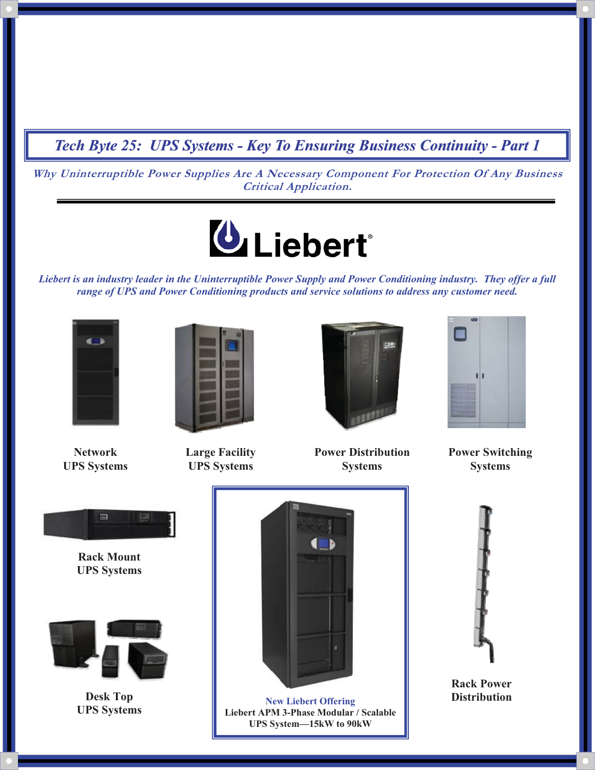# Tech Byte 25: UPS Systems - Key To Ensuring Business Continuity - Part 1

***Why Uninterruptible Power Supplies Are A Necessary Component For Protection Of Any Business Critical Application.***

Liebert®

***Liebert is an industry leader in the Uninterruptible Power Supply and Power Conditioning industry. They offer a full range of UPS and Power Conditioning products and service solutions to address any customer need.***

**Network UPS Systems**

**Large Facility UPS Systems**

**Power Distribution Systems**

**Power Switching Systems**

**Rack Mount UPS Systems**

**Desk Top UPS Systems**

**New Liebert Offering**
**Liebert APM 3-Phase Modular / Scalable UPS System—15kW to 90kW**

**Rack Power Distribution**